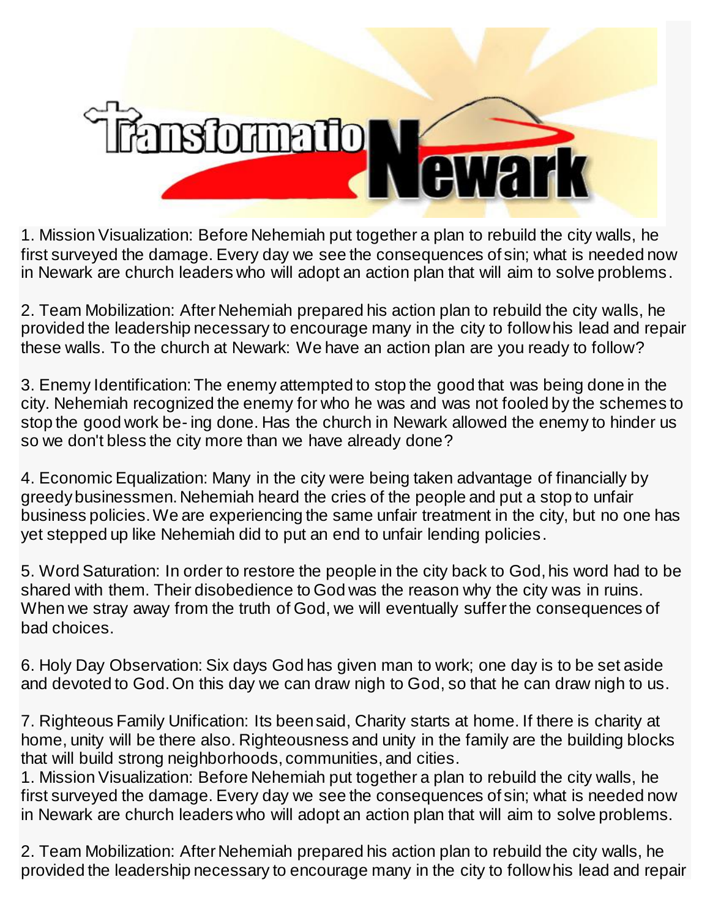# Transformation Newark

1. Mission Visualization: Before Nehemiah put together a plan to rebuild the city walls, he first surveyed the damage. Every day we see the consequences of sin; what is needed now in Newark are church leaders who will adopt an action plan that will aim to solve problems.

2. Team Mobilization: After Nehemiah prepared his action plan to rebuild the city walls, he provided the leadership necessary to encourage many in the city to follow his lead and repair these walls. To the church at Newark: We have an action plan are you ready to follow?

3. Enemy Identification: The enemy attempted to stop the good that was being done in the city. Nehemiah recognized the enemy for who he was and was not fooled by the schemes to stop the good work be- ing done. Has the church in Newark allowed the enemy to hinder us so we don't bless the city more than we have already done?

4. Economic Equalization: Many in the city were being taken advantage of financially by greedy businessmen. Nehemiah heard the cries of the people and put a stop to unfair business policies. We are experiencing the same unfair treatment in the city, but no one has yet stepped up like Nehemiah did to put an end to unfair lending policies.

5. Word Saturation: In order to restore the people in the city back to God, his word had to be shared with them. Their disobedience to God was the reason why the city was in ruins. When we stray away from the truth of God, we will eventually suffer the consequences of bad choices.

6. Holy Day Observation: Six days God has given man to work; one day is to be set aside and devoted to God. On this day we can draw nigh to God, so that he can draw nigh to us.

7. Righteous Family Unification: Its been said, Charity starts at home. If there is charity at home, unity will be there also. Righteousness and unity in the family are the building blocks that will build strong neighborhoods, communities, and cities.

1. Mission Visualization: Before Nehemiah put together a plan to rebuild the city walls, he first surveyed the damage. Every day we see the consequences of sin; what is needed now in Newark are church leaders who will adopt an action plan that will aim to solve problems.

2. Team Mobilization: After Nehemiah prepared his action plan to rebuild the city walls, he provided the leadership necessary to encourage many in the city to follow his lead and repair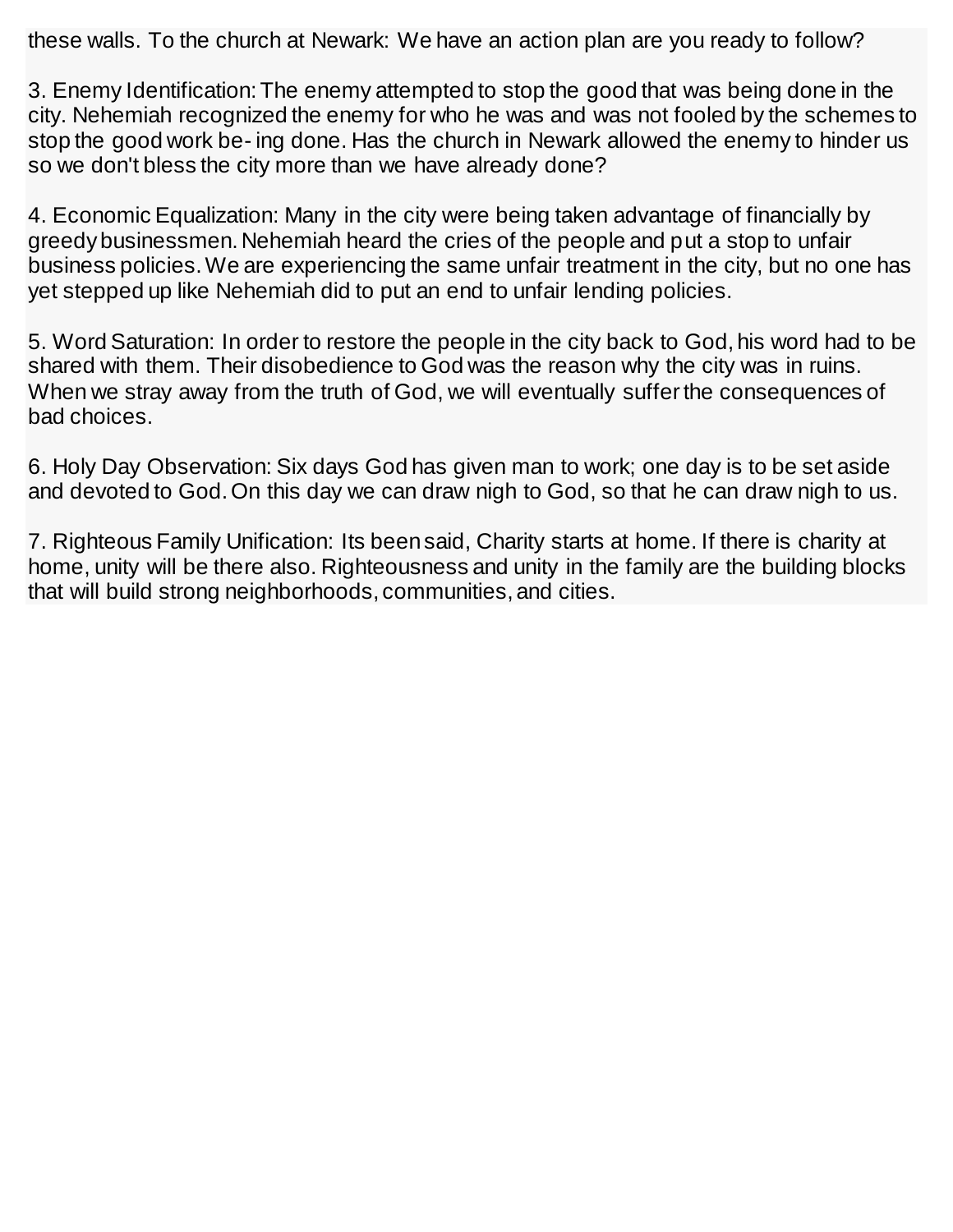these walls. To the church at Newark: We have an action plan are you ready to follow?

3. Enemy Identification: The enemy attempted to stop the good that was being done in the city. Nehemiah recognized the enemy for who he was and was not fooled by the schemes to stop the good work be- ing done. Has the church in Newark allowed the enemy to hinder us so we don't bless the city more than we have already done?

4. Economic Equalization: Many in the city were being taken advantage of financially by greedy businessmen. Nehemiah heard the cries of the people and put a stop to unfair business policies. We are experiencing the same unfair treatment in the city, but no one has yet stepped up like Nehemiah did to put an end to unfair lending policies.

5. Word Saturation: In order to restore the people in the city back to God, his word had to be shared with them. Their disobedience to God was the reason why the city was in ruins. When we stray away from the truth of God, we will eventually suffer the consequences of bad choices.

6. Holy Day Observation: Six days God has given man to work; one day is to be set aside and devoted to God. On this day we can draw nigh to God, so that he can draw nigh to us.

7. Righteous Family Unification: Its been said, Charity starts at home. If there is charity at home, unity will be there also. Righteousness and unity in the family are the building blocks that will build strong neighborhoods, communities, and cities.